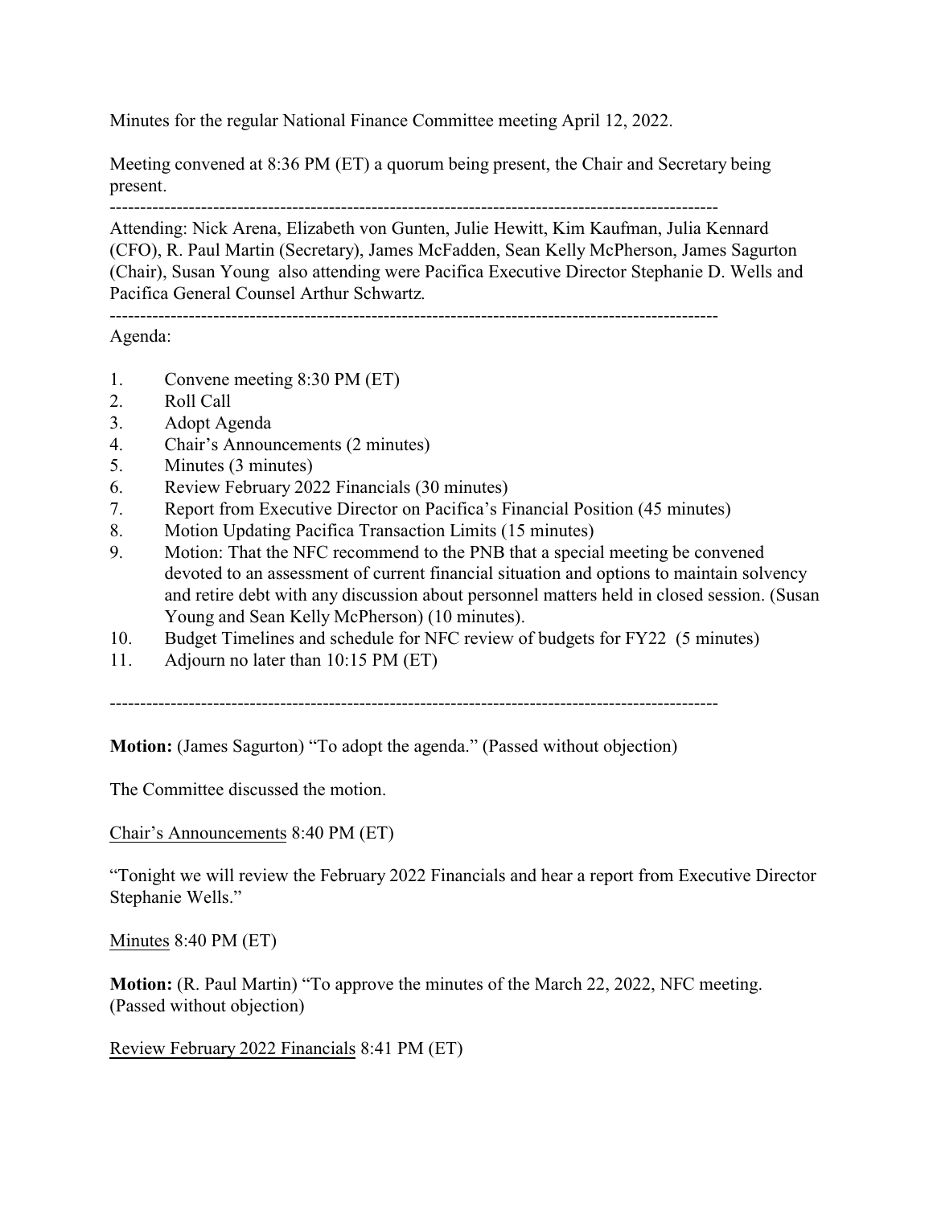Minutes for the regular National Finance Committee meeting April 12, 2022.

Meeting convened at 8:36 PM (ET) a quorum being present, the Chair and Secretary being present.

---

Attending: Nick Arena, Elizabeth von Gunten, Julie Hewitt, Kim Kaufman, Julia Kennard (CFO), R. Paul Martin (Secretary), James McFadden, Sean Kelly McPherson, James Sagurton (Chair), Susan Young also attending were Pacifica Executive Director Stephanie D. Wells and Pacifica General Counsel Arthur Schwartz.

---

Agenda:

1. Convene meeting 8:30 PM (ET)
2. Roll Call
3. Adopt Agenda
4. Chair's Announcements (2 minutes)
5. Minutes (3 minutes)
6. Review February 2022 Financials (30 minutes)
7. Report from Executive Director on Pacifica's Financial Position (45 minutes)
8. Motion Updating Pacifica Transaction Limits (15 minutes)
9. Motion: That the NFC recommend to the PNB that a special meeting be convened devoted to an assessment of current financial situation and options to maintain solvency and retire debt with any discussion about personnel matters held in closed session. (Susan Young and Sean Kelly McPherson) (10 minutes).
10. Budget Timelines and schedule for NFC review of budgets for FY22 (5 minutes)
11. Adjourn no later than 10:15 PM (ET)

---

**Motion:** (James Sagurton) "To adopt the agenda." (Passed without objection)

The Committee discussed the motion.

<u>Chair's Announcements</u> 8:40 PM (ET)

"Tonight we will review the February 2022 Financials and hear a report from Executive Director Stephanie Wells."

<u>Minutes</u> 8:40 PM (ET)

**Motion:** (R. Paul Martin) "To approve the minutes of the March 22, 2022, NFC meeting. (Passed without objection)

<u>Review February 2022 Financials</u> 8:41 PM (ET)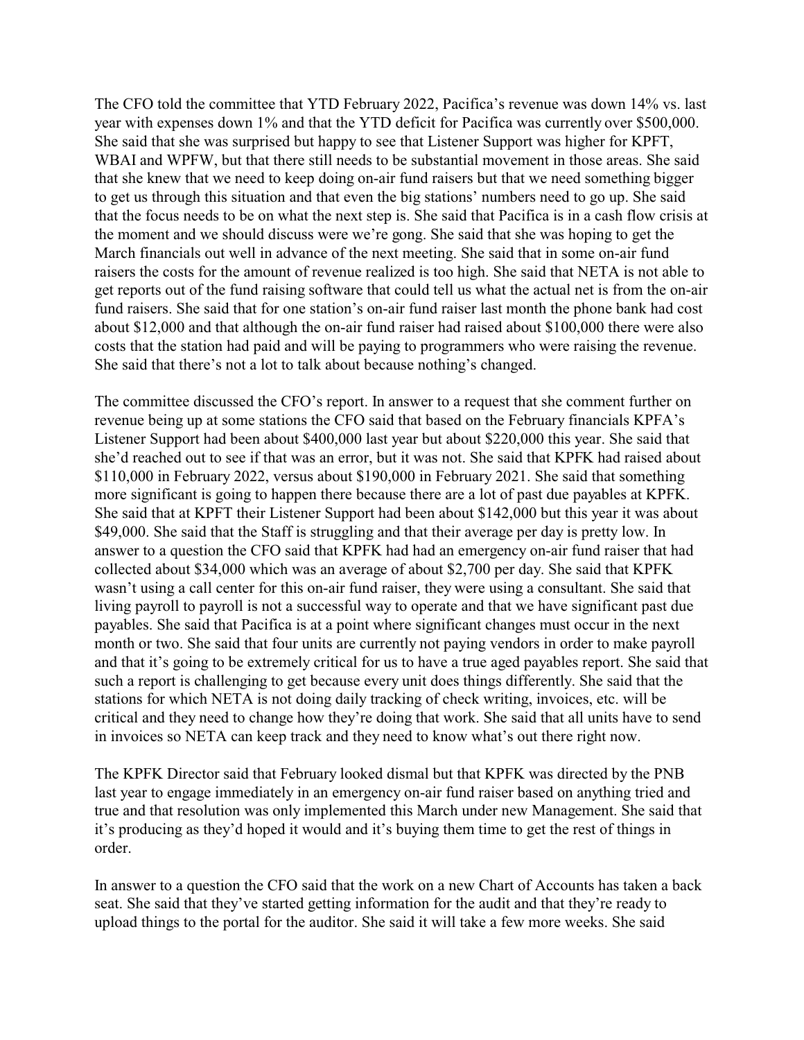The CFO told the committee that YTD February 2022, Pacifica's revenue was down 14% vs. last year with expenses down 1% and that the YTD deficit for Pacifica was currently over $500,000. She said that she was surprised but happy to see that Listener Support was higher for KPFT, WBAI and WPFW, but that there still needs to be substantial movement in those areas. She said that she knew that we need to keep doing on-air fund raisers but that we need something bigger to get us through this situation and that even the big stations' numbers need to go up. She said that the focus needs to be on what the next step is. She said that Pacifica is in a cash flow crisis at the moment and we should discuss were we're gong. She said that she was hoping to get the March financials out well in advance of the next meeting. She said that in some on-air fund raisers the costs for the amount of revenue realized is too high. She said that NETA is not able to get reports out of the fund raising software that could tell us what the actual net is from the on-air fund raisers. She said that for one station's on-air fund raiser last month the phone bank had cost about $12,000 and that although the on-air fund raiser had raised about $100,000 there were also costs that the station had paid and will be paying to programmers who were raising the revenue. She said that there's not a lot to talk about because nothing's changed.

The committee discussed the CFO's report. In answer to a request that she comment further on revenue being up at some stations the CFO said that based on the February financials KPFA's Listener Support had been about $400,000 last year but about $220,000 this year. She said that she'd reached out to see if that was an error, but it was not. She said that KPFK had raised about $110,000 in February 2022, versus about $190,000 in February 2021. She said that something more significant is going to happen there because there are a lot of past due payables at KPFK. She said that at KPFT their Listener Support had been about $142,000 but this year it was about $49,000. She said that the Staff is struggling and that their average per day is pretty low. In answer to a question the CFO said that KPFK had had an emergency on-air fund raiser that had collected about $34,000 which was an average of about $2,700 per day. She said that KPFK wasn't using a call center for this on-air fund raiser, they were using a consultant. She said that living payroll to payroll is not a successful way to operate and that we have significant past due payables. She said that Pacifica is at a point where significant changes must occur in the next month or two. She said that four units are currently not paying vendors in order to make payroll and that it's going to be extremely critical for us to have a true aged payables report. She said that such a report is challenging to get because every unit does things differently. She said that the stations for which NETA is not doing daily tracking of check writing, invoices, etc. will be critical and they need to change how they're doing that work. She said that all units have to send in invoices so NETA can keep track and they need to know what's out there right now.

The KPFK Director said that February looked dismal but that KPFK was directed by the PNB last year to engage immediately in an emergency on-air fund raiser based on anything tried and true and that resolution was only implemented this March under new Management. She said that it's producing as they'd hoped it would and it's buying them time to get the rest of things in order.

In answer to a question the CFO said that the work on a new Chart of Accounts has taken a back seat. She said that they've started getting information for the audit and that they're ready to upload things to the portal for the auditor. She said it will take a few more weeks. She said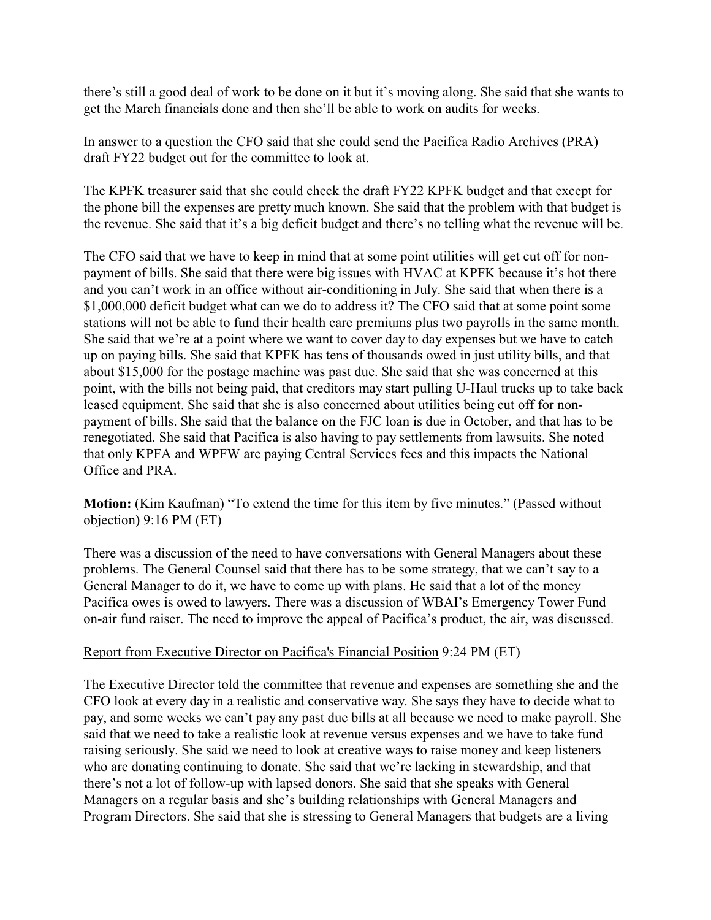there's still a good deal of work to be done on it but it's moving along. She said that she wants to get the March financials done and then she'll be able to work on audits for weeks.

In answer to a question the CFO said that she could send the Pacifica Radio Archives (PRA) draft FY22 budget out for the committee to look at.

The KPFK treasurer said that she could check the draft FY22 KPFK budget and that except for the phone bill the expenses are pretty much known. She said that the problem with that budget is the revenue. She said that it's a big deficit budget and there's no telling what the revenue will be.

The CFO said that we have to keep in mind that at some point utilities will get cut off for non-payment of bills. She said that there were big issues with HVAC at KPFK because it's hot there and you can't work in an office without air-conditioning in July. She said that when there is a $1,000,000 deficit budget what can we do to address it? The CFO said that at some point some stations will not be able to fund their health care premiums plus two payrolls in the same month. She said that we're at a point where we want to cover day to day expenses but we have to catch up on paying bills. She said that KPFK has tens of thousands owed in just utility bills, and that about $15,000 for the postage machine was past due. She said that she was concerned at this point, with the bills not being paid, that creditors may start pulling U-Haul trucks up to take back leased equipment. She said that she is also concerned about utilities being cut off for non-payment of bills. She said that the balance on the FJC loan is due in October, and that has to be renegotiated. She said that Pacifica is also having to pay settlements from lawsuits. She noted that only KPFA and WPFW are paying Central Services fees and this impacts the National Office and PRA.

**Motion:** (Kim Kaufman) "To extend the time for this item by five minutes." (Passed without objection) 9:16 PM (ET)

There was a discussion of the need to have conversations with General Managers about these problems. The General Counsel said that there has to be some strategy, that we can't say to a General Manager to do it, we have to come up with plans. He said that a lot of the money Pacifica owes is owed to lawyers. There was a discussion of WBAI's Emergency Tower Fund on-air fund raiser. The need to improve the appeal of Pacifica's product, the air, was discussed.

Report from Executive Director on Pacifica's Financial Position 9:24 PM (ET)

The Executive Director told the committee that revenue and expenses are something she and the CFO look at every day in a realistic and conservative way. She says they have to decide what to pay, and some weeks we can't pay any past due bills at all because we need to make payroll. She said that we need to take a realistic look at revenue versus expenses and we have to take fund raising seriously. She said we need to look at creative ways to raise money and keep listeners who are donating continuing to donate. She said that we're lacking in stewardship, and that there's not a lot of follow-up with lapsed donors. She said that she speaks with General Managers on a regular basis and she's building relationships with General Managers and Program Directors. She said that she is stressing to General Managers that budgets are a living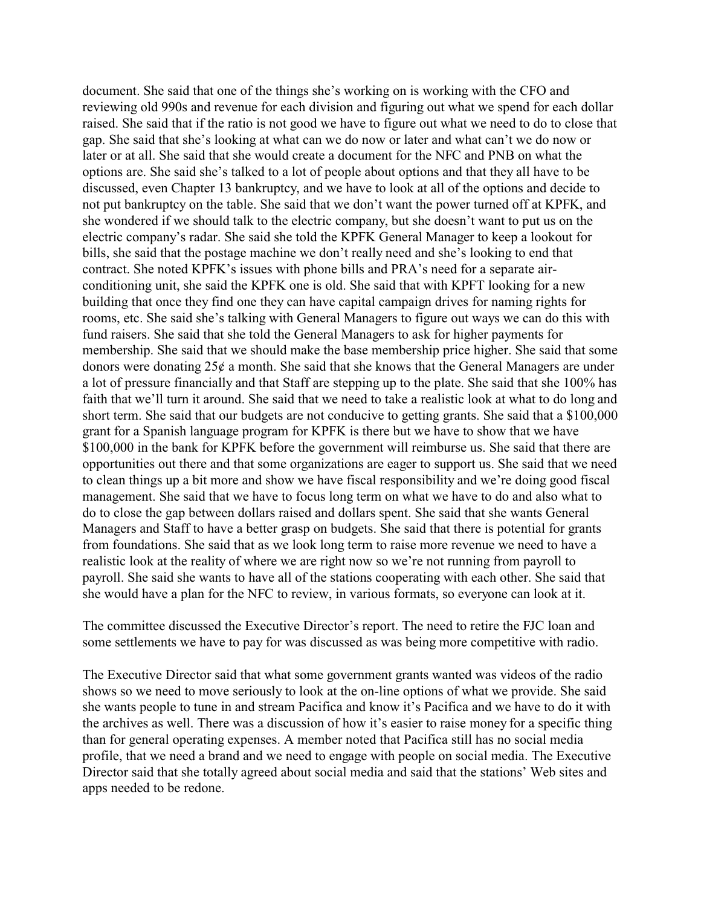document. She said that one of the things she's working on is working with the CFO and reviewing old 990s and revenue for each division and figuring out what we spend for each dollar raised. She said that if the ratio is not good we have to figure out what we need to do to close that gap. She said that she's looking at what can we do now or later and what can't we do now or later or at all. She said that she would create a document for the NFC and PNB on what the options are. She said she's talked to a lot of people about options and that they all have to be discussed, even Chapter 13 bankruptcy, and we have to look at all of the options and decide to not put bankruptcy on the table. She said that we don't want the power turned off at KPFK, and she wondered if we should talk to the electric company, but she doesn't want to put us on the electric company's radar. She said she told the KPFK General Manager to keep a lookout for bills, she said that the postage machine we don't really need and she's looking to end that contract. She noted KPFK's issues with phone bills and PRA's need for a separate air-conditioning unit, she said the KPFK one is old. She said that with KPFT looking for a new building that once they find one they can have capital campaign drives for naming rights for rooms, etc. She said she's talking with General Managers to figure out ways we can do this with fund raisers. She said that she told the General Managers to ask for higher payments for membership. She said that we should make the base membership price higher. She said that some donors were donating 25¢ a month. She said that she knows that the General Managers are under a lot of pressure financially and that Staff are stepping up to the plate. She said that she 100% has faith that we'll turn it around. She said that we need to take a realistic look at what to do long and short term. She said that our budgets are not conducive to getting grants. She said that a $100,000 grant for a Spanish language program for KPFK is there but we have to show that we have $100,000 in the bank for KPFK before the government will reimburse us. She said that there are opportunities out there and that some organizations are eager to support us. She said that we need to clean things up a bit more and show we have fiscal responsibility and we're doing good fiscal management. She said that we have to focus long term on what we have to do and also what to do to close the gap between dollars raised and dollars spent. She said that she wants General Managers and Staff to have a better grasp on budgets. She said that there is potential for grants from foundations. She said that as we look long term to raise more revenue we need to have a realistic look at the reality of where we are right now so we're not running from payroll to payroll. She said she wants to have all of the stations cooperating with each other. She said that she would have a plan for the NFC to review, in various formats, so everyone can look at it.

The committee discussed the Executive Director's report. The need to retire the FJC loan and some settlements we have to pay for was discussed as was being more competitive with radio.

The Executive Director said that what some government grants wanted was videos of the radio shows so we need to move seriously to look at the on-line options of what we provide. She said she wants people to tune in and stream Pacifica and know it's Pacifica and we have to do it with the archives as well. There was a discussion of how it's easier to raise money for a specific thing than for general operating expenses. A member noted that Pacifica still has no social media profile, that we need a brand and we need to engage with people on social media. The Executive Director said that she totally agreed about social media and said that the stations' Web sites and apps needed to be redone.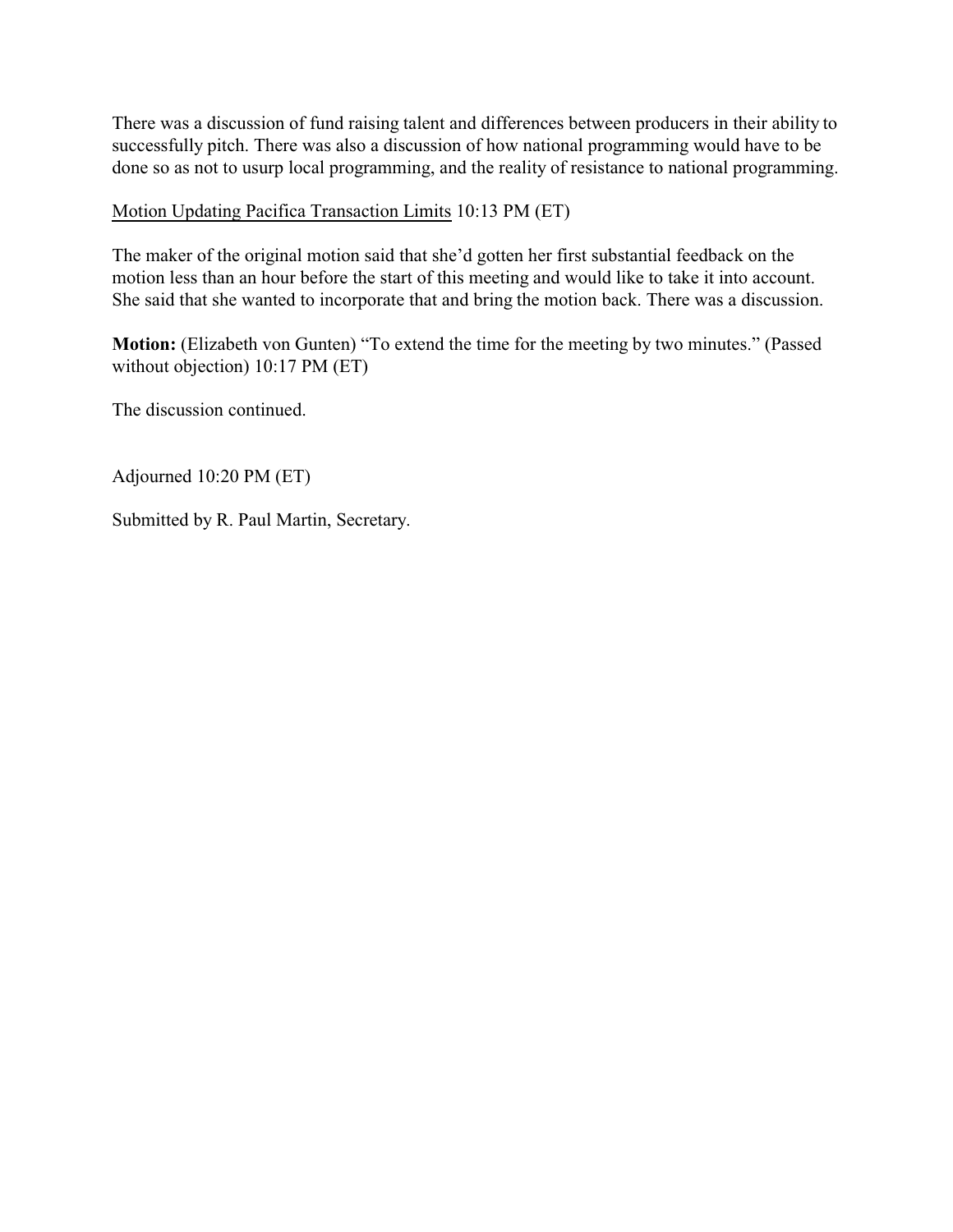There was a discussion of fund raising talent and differences between producers in their ability to successfully pitch. There was also a discussion of how national programming would have to be done so as not to usurp local programming, and the reality of resistance to national programming.

<u>Motion Updating Pacifica Transaction Limits</u> 10:13 PM (ET)

The maker of the original motion said that she'd gotten her first substantial feedback on the motion less than an hour before the start of this meeting and would like to take it into account. She said that she wanted to incorporate that and bring the motion back. There was a discussion.

**Motion:** (Elizabeth von Gunten) "To extend the time for the meeting by two minutes." (Passed without objection) 10:17 PM (ET)

The discussion continued.

Adjourned 10:20 PM (ET)

Submitted by R. Paul Martin, Secretary.